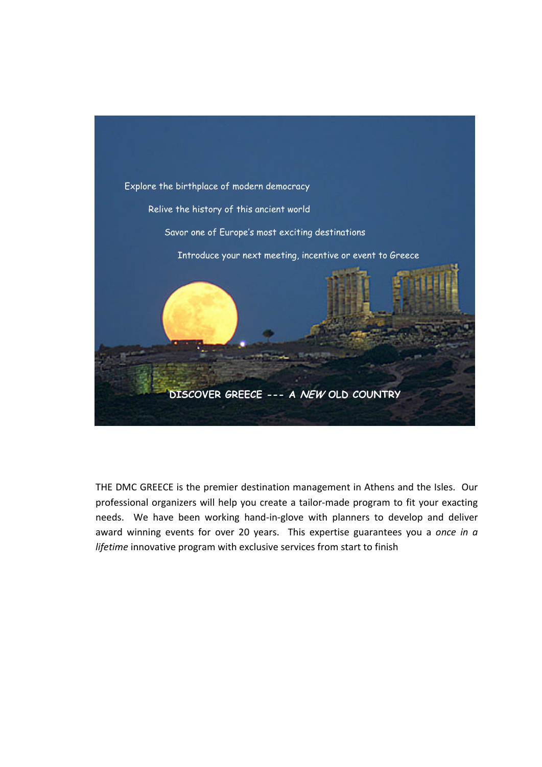Explore the birthplace of modern democracy

Relive the history of this ancient world

Savor one of Europe's most exciting destinations

Introduce your next meeting, incentive or event to Greece

**DISCOVER GREECE --- A *NEW* OLD COUNTRY**

THE DMC GREECE is the premier destination management in Athens and the Isles. Our professional organizers will help you create a tailor-made program to fit your exacting needs. We have been working hand-in-glove with planners to develop and deliver award winning events for over 20 years. This expertise guarantees you a *once in a lifetime* innovative program with exclusive services from start to finish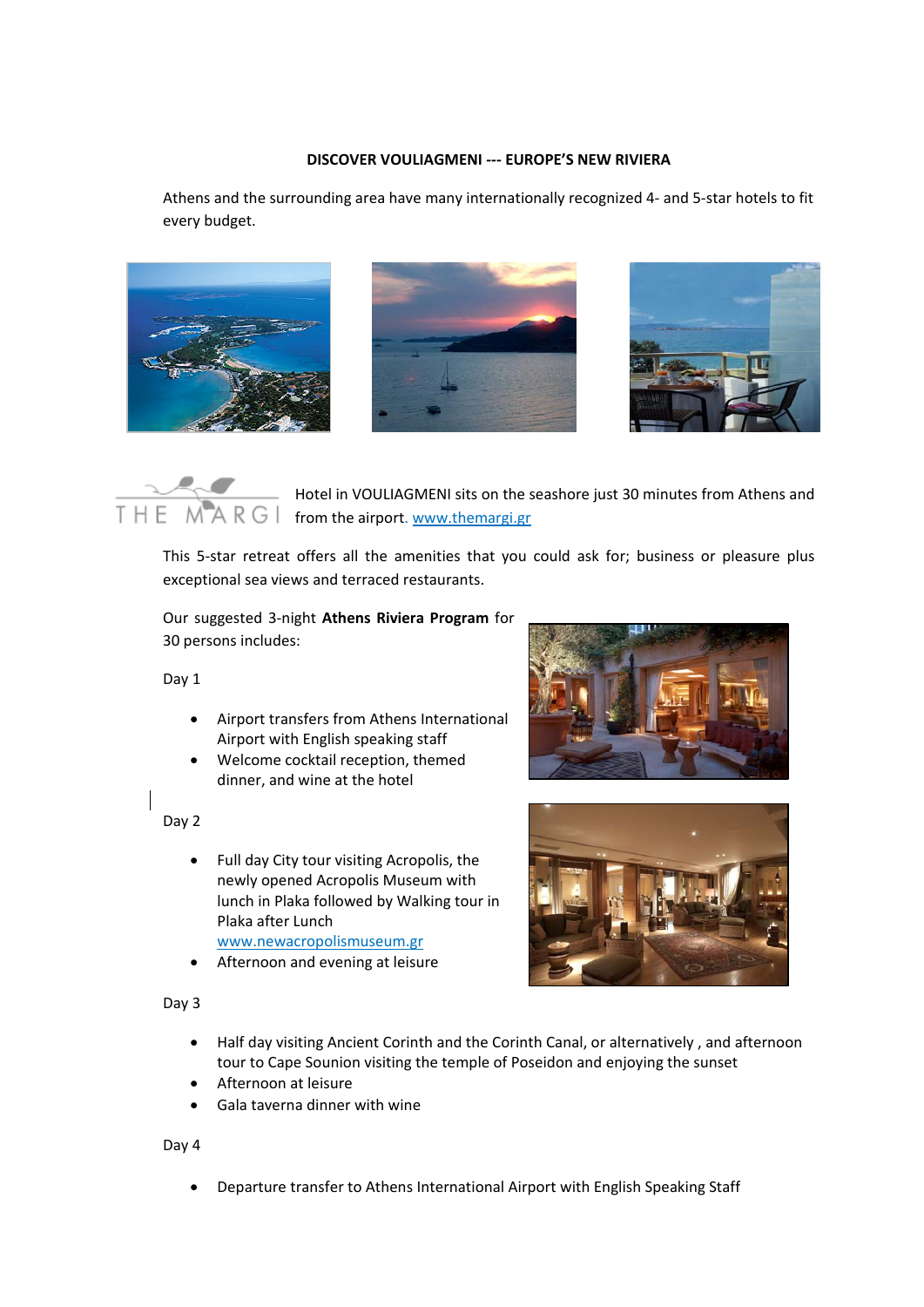**DISCOVER VOULIAGMENI --- EUROPE'S NEW RIVIERA**

Athens and the surrounding area have many internationally recognized 4- and 5-star hotels to fit every budget.

THE MARGI

Hotel in VOULIAGMENI sits on the seashore just 30 minutes from Athens and from the airport. www.themargi.gr

This 5-star retreat offers all the amenities that you could ask for; business or pleasure plus exceptional sea views and terraced restaurants.

Our suggested 3-night **Athens Riviera Program** for 30 persons includes:

Day 1

- Airport transfers from Athens International Airport with English speaking staff
- Welcome cocktail reception, themed dinner, and wine at the hotel

Day 2

- Full day City tour visiting Acropolis, the newly opened Acropolis Museum with lunch in Plaka followed by Walking tour in Plaka after Lunch www.newacropolismuseum.gr
- Afternoon and evening at leisure

Day 3

- Half day visiting Ancient Corinth and the Corinth Canal, or alternatively , and afternoon tour to Cape Sounion visiting the temple of Poseidon and enjoying the sunset
- Afternoon at leisure
- Gala taverna dinner with wine

Day 4

- Departure transfer to Athens International Airport with English Speaking Staff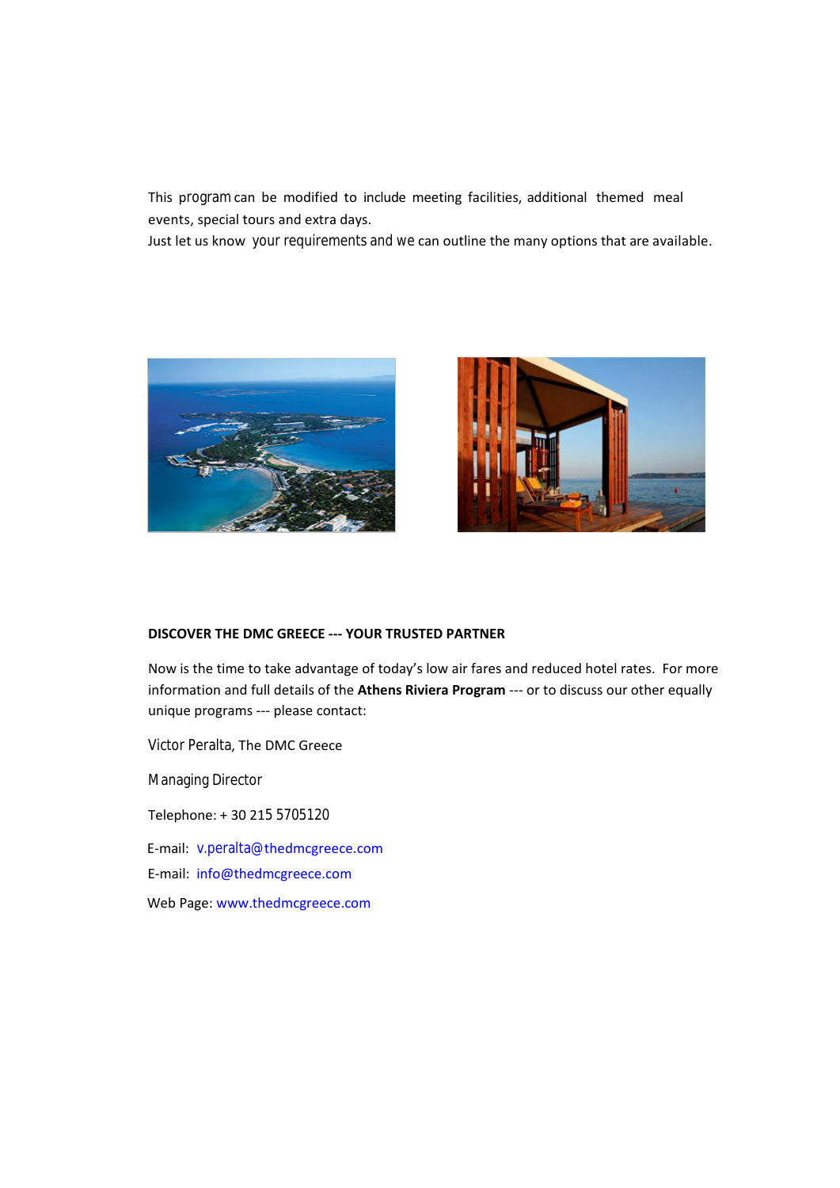This program can be modified to include meeting facilities, additional themed meal events, special tours and extra days.
Just let us know your requirements and we can outline the many options that are available.

**DISCOVER THE DMC GREECE --- YOUR TRUSTED PARTNER**

Now is the time to take advantage of today's low air fares and reduced hotel rates. For more information and full details of the **Athens Riviera Program** --- or to discuss our other equally unique programs --- please contact:

Victor Peralta, The DMC Greece

Managing Director

Telephone: + 30 215 5705120

E-mail: v.peralta@thedmcgreece.com

E-mail: info@thedmcgreece.com

Web Page: www.thedmcgreece.com